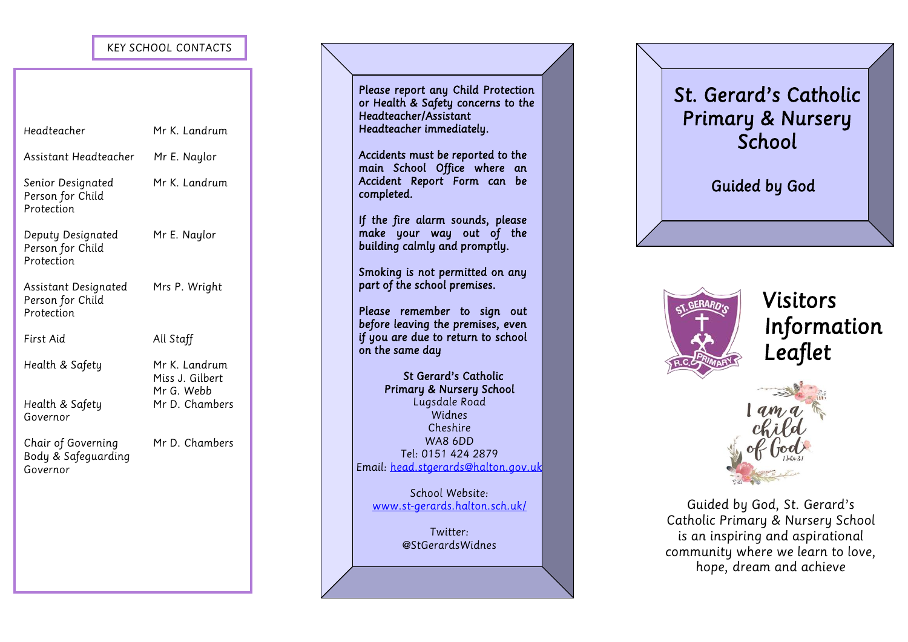## KEY SCHOOL CONTACTS

| | |
|---|---|
| Headteacher | Mr K. Landrum |
| Assistant Headteacher | Mr E. Naylor |
| Senior Designated Person for Child Protection | Mr K. Landrum |
| Deputy Designated Person for Child Protection | Mr E. Naylor |
| Assistant Designated Person for Child Protection | Mrs P. Wright |
| First Aid | All Staff |
| Health & Safety | Mr K. Landrum<br>Miss J. Gilbert<br>Mr G. Webb |
| Health & Safety Governor | Mr D. Chambers |
| Chair of Governing Body & Safeguarding Governor | Mr D. Chambers |

Please report any Child Protection or Health & Safety concerns to the Headteacher/Assistant Headteacher immediately.

Accidents must be reported to the main School Office where an Accident Report Form can be completed.

If the fire alarm sounds, please make your way out of the building calmly and promptly.

Smoking is not permitted on any part of the school premises.

Please remember to sign out before leaving the premises, even if you are due to return to school on the same day

**St Gerard's Catholic Primary & Nursery School**
Lugsdale Road
Widnes
Cheshire
WA8 6DD
Tel: 0151 424 2879
Email: head.stgerards@halton.gov.uk

School Website:
www.st-gerards.halton.sch.uk/

Twitter:
@StGerardsWidnes

# St. Gerard's Catholic Primary & Nursery School

Guided by God

# Visitors Information Leaflet

Guided by God, St. Gerard's Catholic Primary & Nursery School is an inspiring and aspirational community where we learn to love, hope, dream and achieve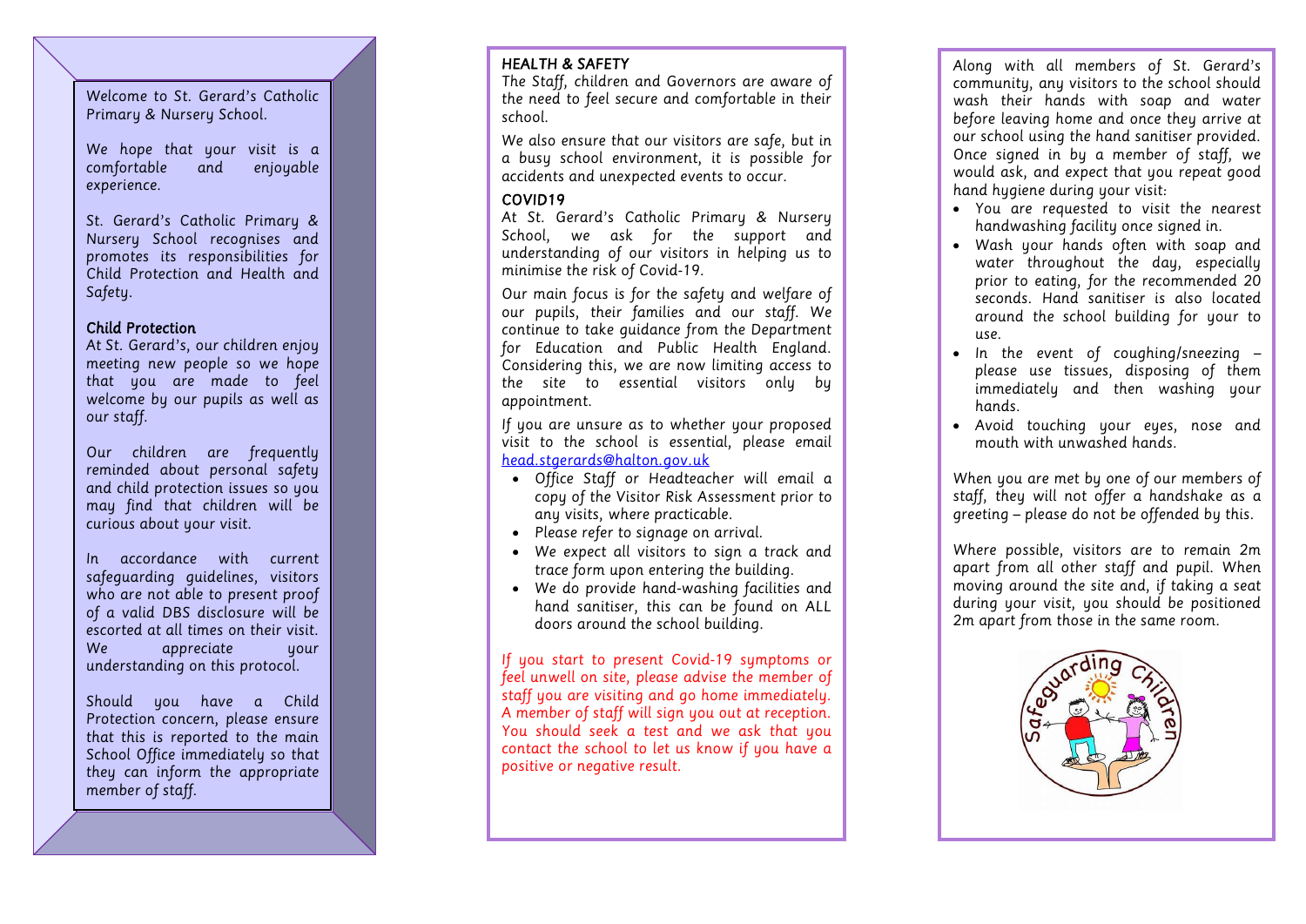Welcome to St. Gerard's Catholic Primary & Nursery School.

We hope that your visit is a comfortable and enjoyable experience.

St. Gerard's Catholic Primary & Nursery School recognises and promotes its responsibilities for Child Protection and Health and Safety.

## Child Protection

At St. Gerard's, our children enjoy meeting new people so we hope that you are made to feel welcome by our pupils as well as our staff.

Our children are frequently reminded about personal safety and child protection issues so you may find that children will be curious about your visit.

In accordance with current safeguarding guidelines, visitors who are not able to present proof of a valid DBS disclosure will be escorted at all times on their visit. We appreciate your understanding on this protocol.

Should you have a Child Protection concern, please ensure that this is reported to the main School Office immediately so that they can inform the appropriate member of staff.

## HEALTH & SAFETY

The Staff, children and Governors are aware of the need to feel secure and comfortable in their school.

We also ensure that our visitors are safe, but in a busy school environment, it is possible for accidents and unexpected events to occur.

## COVID19

At St. Gerard's Catholic Primary & Nursery School, we ask for the support and understanding of our visitors in helping us to minimise the risk of Covid-19.

Our main focus is for the safety and welfare of our pupils, their families and our staff. We continue to take guidance from the Department for Education and Public Health England. Considering this, we are now limiting access to the site to essential visitors only by appointment.

If you are unsure as to whether your proposed visit to the school is essential, please email head.stgerards@halton.gov.uk

- Office Staff or Headteacher will email a copy of the Visitor Risk Assessment prior to any visits, where practicable.
- Please refer to signage on arrival.
- We expect all visitors to sign a track and trace form upon entering the building.
- We do provide hand-washing facilities and hand sanitiser, this can be found on ALL doors around the school building.

If you start to present Covid-19 symptoms or feel unwell on site, please advise the member of staff you are visiting and go home immediately. A member of staff will sign you out at reception. You should seek a test and we ask that you contact the school to let us know if you have a positive or negative result.

Along with all members of St. Gerard's community, any visitors to the school should wash their hands with soap and water before leaving home and once they arrive at our school using the hand sanitiser provided. Once signed in by a member of staff, we would ask, and expect that you repeat good hand hygiene during your visit:

- You are requested to visit the nearest handwashing facility once signed in.
- Wash your hands often with soap and water throughout the day, especially prior to eating, for the recommended 20 seconds. Hand sanitiser is also located around the school building for your to use.
- In the event of coughing/sneezing – please use tissues, disposing of them immediately and then washing your hands.
- Avoid touching your eyes, nose and mouth with unwashed hands.

When you are met by one of our members of staff, they will not offer a handshake as a greeting – please do not be offended by this.

Where possible, visitors are to remain 2m apart from all other staff and pupil. When moving around the site and, if taking a seat during your visit, you should be positioned 2m apart from those in the same room.

Safeguarding Children